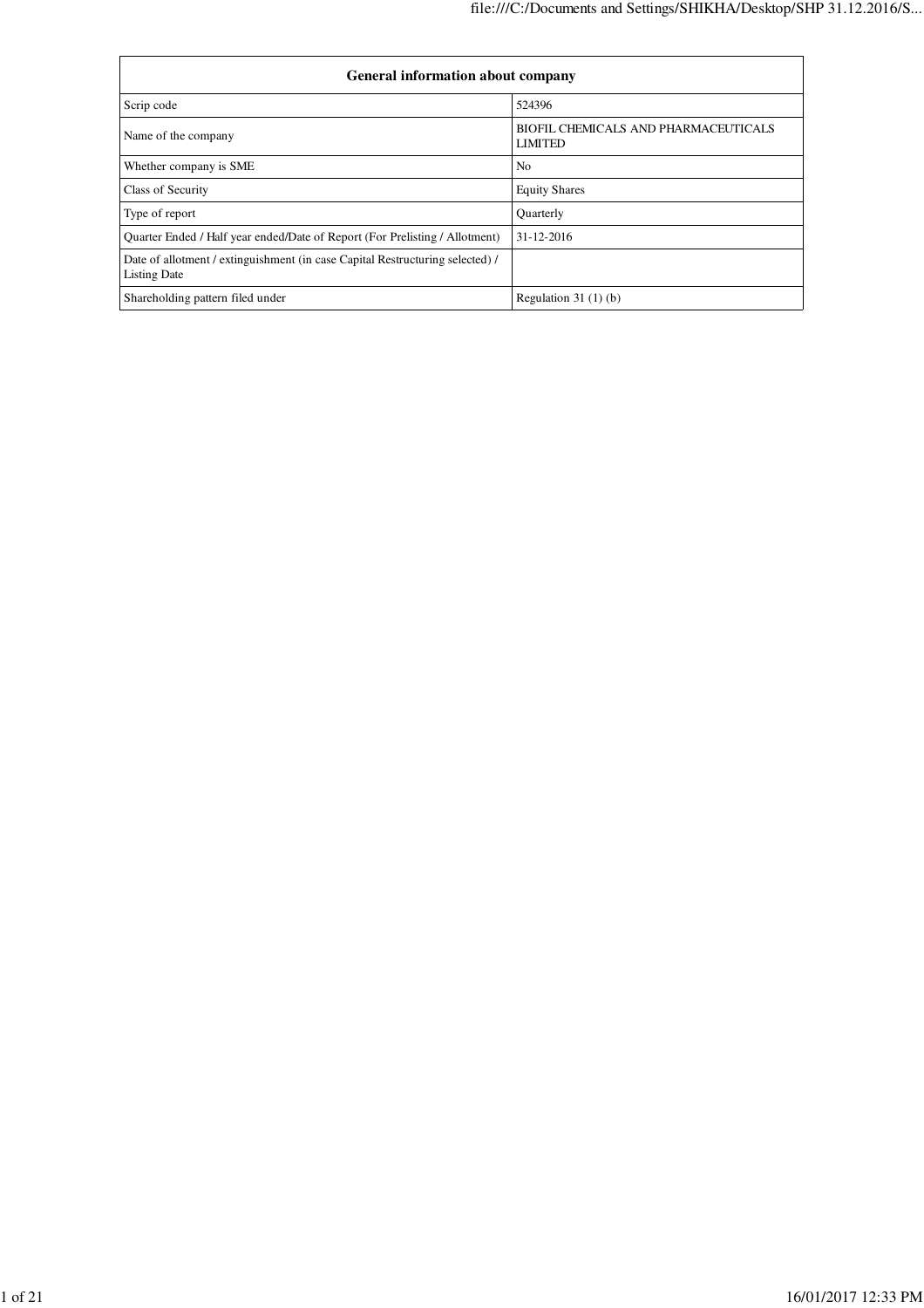| General information about company | |
|---|---|
| Scrip code | 524396 |
| Name of the company | BIOFIL CHEMICALS AND PHARMACEUTICALS LIMITED |
| Whether company is SME | No |
| Class of Security | Equity Shares |
| Type of report | Quarterly |
| Quarter Ended / Half year ended/Date of Report (For Prelisting / Allotment) | 31-12-2016 |
| Date of allotment / extinguishment (in case Capital Restructuring selected) / Listing Date | |
| Shareholding pattern filed under | Regulation 31 (1) (b) |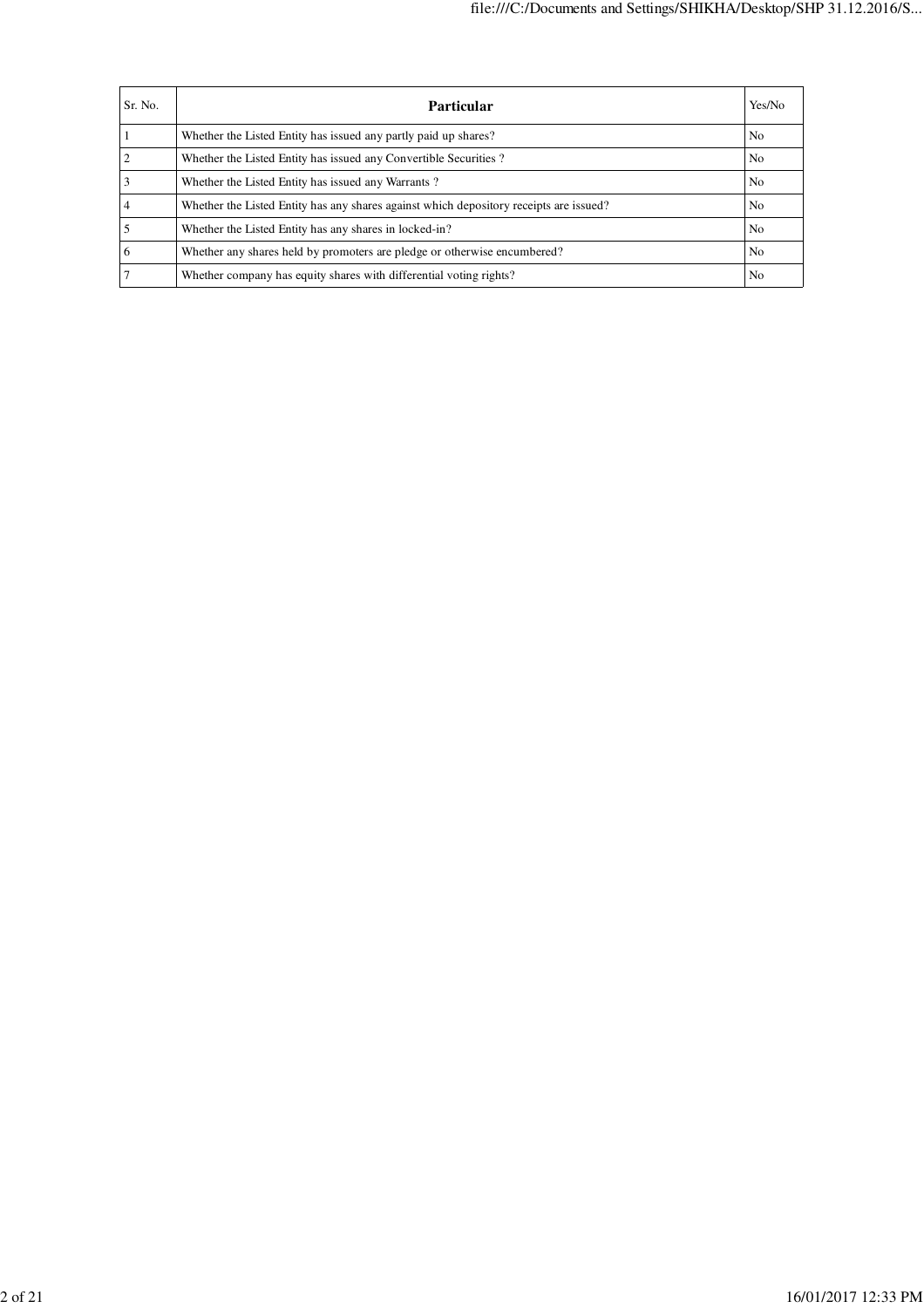| Sr. No. | Particular | Yes/No |
|---|---|---|
| 1 | Whether the Listed Entity has issued any partly paid up shares? | No |
| 2 | Whether the Listed Entity has issued any Convertible Securities ? | No |
| 3 | Whether the Listed Entity has issued any Warrants ? | No |
| 4 | Whether the Listed Entity has any shares against which depository receipts are issued? | No |
| 5 | Whether the Listed Entity has any shares in locked-in? | No |
| 6 | Whether any shares held by promoters are pledge or otherwise encumbered? | No |
| 7 | Whether company has equity shares with differential voting rights? | No |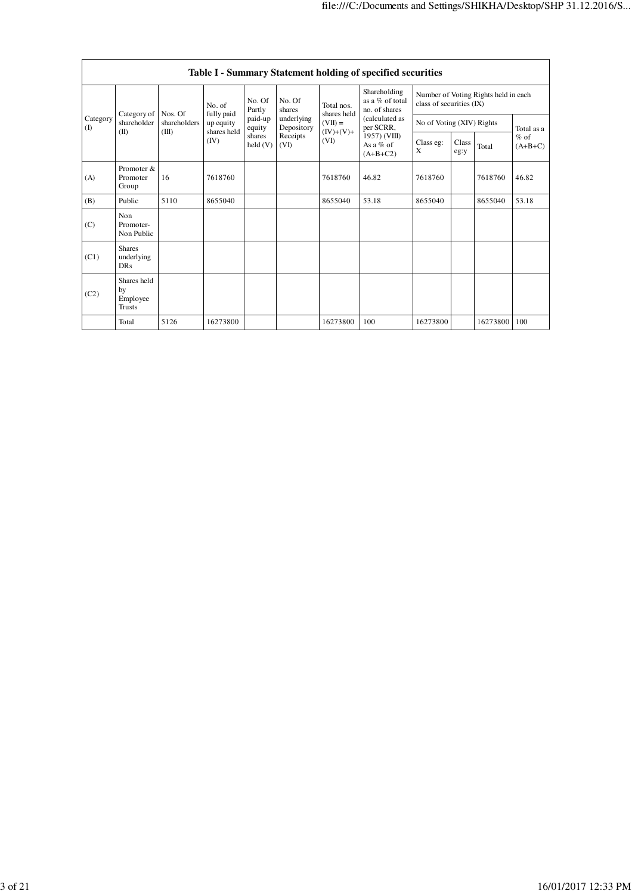## Table I - Summary Statement holding of specified securities

| Category (I) | Category of shareholder (II) | Nos. Of shareholders (III) | No. of fully paid up equity shares held (IV) | No. Of Partly paid-up equity shares held (V) | No. Of shares underlying Depository Receipts (VI) | Total nos. shares held (VII) = (IV)+(V)+ (VI) | Shareholding as a % of total no. of shares (calculated as per SCRR, 1957) (VIII) As a % of (A+B+C2) | Number of Voting Rights held in each class of securities (IX) | | | |
|---|---|---|---|---|---|---|---|---|---|---|---|
| | | | | | | | | No of Voting (XIV) Rights | | | Total as a % of (A+B+C) |
| | | | | | | | | Class eg: X | Class eg:y | Total | |
| (A) | Promoter & Promoter Group | 16 | 7618760 | | | 7618760 | 46.82 | 7618760 | | 7618760 | 46.82 |
| (B) | Public | 5110 | 8655040 | | | 8655040 | 53.18 | 8655040 | | 8655040 | 53.18 |
| (C) | Non Promoter- Non Public | | | | | | | | | | |
| (C1) | Shares underlying DRs | | | | | | | | | | |
| (C2) | Shares held by Employee Trusts | | | | | | | | | | |
| | Total | 5126 | 16273800 | | | 16273800 | 100 | 16273800 | | 16273800 | 100 |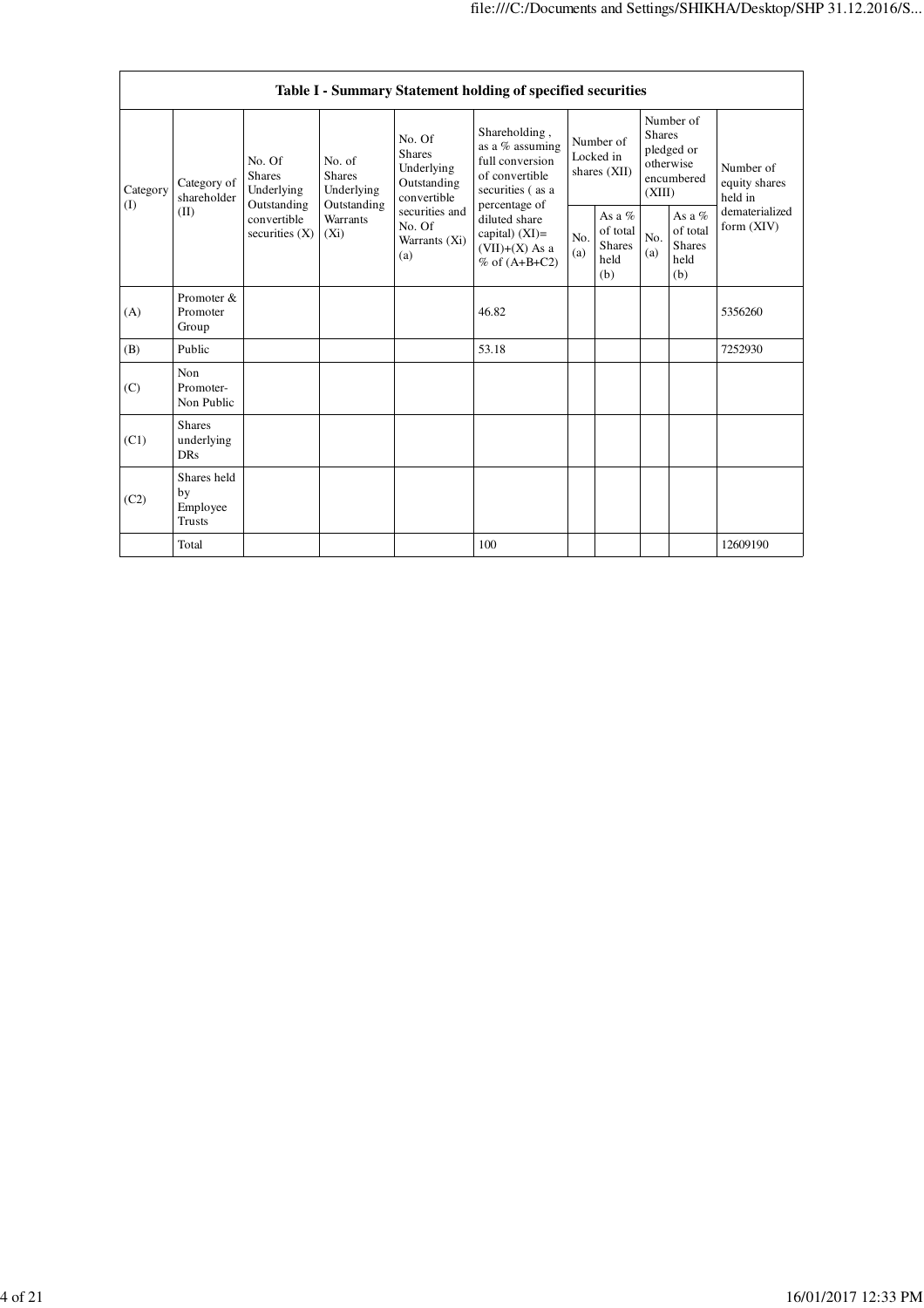| Table I - Summary Statement holding of specified securities | | | | | | | | | | | |
|---|---|---|---|---|---|---|---|---|---|---|---|
| Category (I) | Category of shareholder (II) | No. Of Shares Underlying Outstanding convertible securities (X) | No. of Shares Underlying Outstanding Warrants (Xi) | No. Of Shares Underlying Outstanding convertible securities and No. Of Warrants (Xi) (a) | Shareholding , as a % assuming full conversion of convertible securities ( as a percentage of diluted share capital) (XI)= (VII)+(X) As a % of (A+B+C2) | Number of Locked in shares (XII) | | Number of Shares pledged or otherwise encumbered (XIII) | | Number of equity shares held in dematerialized form (XIV) |
| | | | | | | No. (a) | As a % of total Shares held (b) | No. (a) | As a % of total Shares held (b) | |
| (A) | Promoter & Promoter Group | | | | 46.82 | | | | | 5356260 |
| (B) | Public | | | | 53.18 | | | | | 7252930 |
| (C) | Non Promoter- Non Public | | | | | | | | | |
| (C1) | Shares underlying DRs | | | | | | | | | |
| (C2) | Shares held by Employee Trusts | | | | | | | | | |
| | Total | | | | 100 | | | | | 12609190 |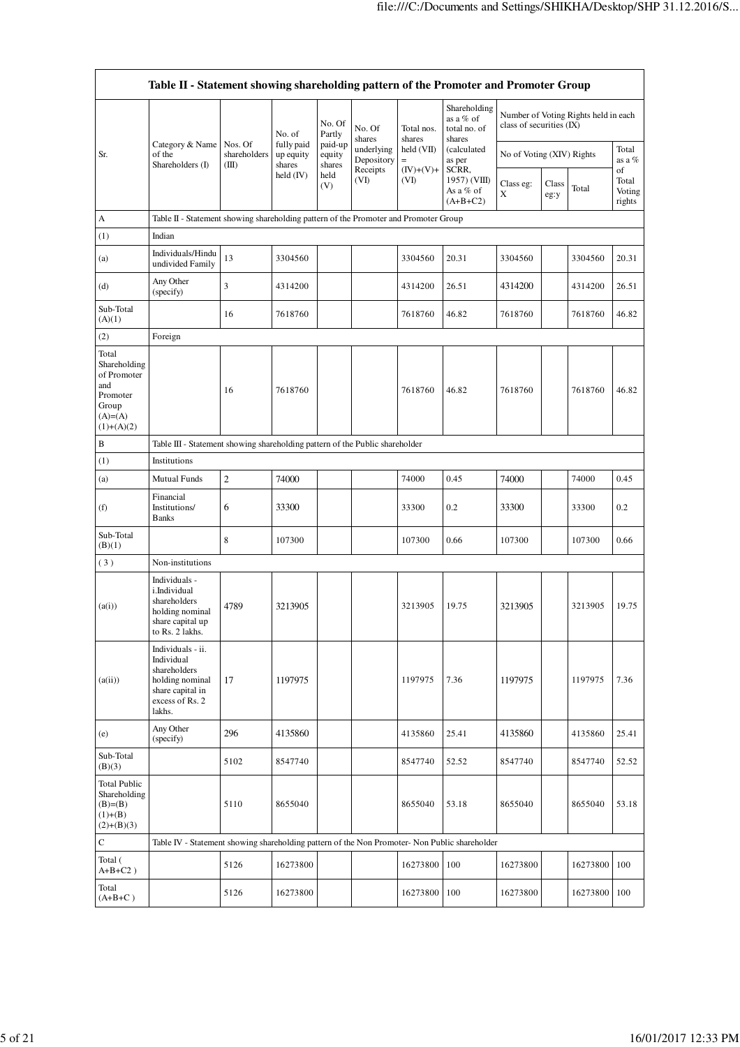| Table II - Statement showing shareholding pattern of the Promoter and Promoter Group | | | | | | | | | | | |
|---|---|---|---|---|---|---|---|---|---|---|---|
| Sr. | Category & Name of the Shareholders (I) | Nos. Of shareholders (III) | No. of fully paid up equity shares held (IV) | No. Of Partly paid-up equity shares held (V) | No. Of shares underlying Depository Receipts (VI) | Total nos. shares held (VII) = (IV)+(V)+ (VI) | Shareholding as a % of total no. of shares (calculated as per SCRR, 1957) (VIII) As a % of (A+B+C2) | Number of Voting Rights held in each class of securities (IX) | | | |
| | | | | | | | | No of Voting (XIV) Rights | | | Total as a % of Total Voting rights |
| | | | | | | | | Class eg: X | Class eg:y | Total | |
| A | Table II - Statement showing shareholding pattern of the Promoter and Promoter Group | | | | | | | | | | |
| (1) | Indian | | | | | | | | | | |
| (a) | Individuals/Hindu undivided Family | 13 | 3304560 | | | 3304560 | 20.31 | 3304560 | | 3304560 | 20.31 |
| (d) | Any Other (specify) | 3 | 4314200 | | | 4314200 | 26.51 | 4314200 | | 4314200 | 26.51 |
| Sub-Total (A)(1) | | 16 | 7618760 | | | 7618760 | 46.82 | 7618760 | | 7618760 | 46.82 |
| (2) | Foreign | | | | | | | | | | |
| Total Shareholding of Promoter and Promoter Group (A)=(A)(1)+(A)(2) | | 16 | 7618760 | | | 7618760 | 46.82 | 7618760 | | 7618760 | 46.82 |
| B | Table III - Statement showing shareholding pattern of the Public shareholder | | | | | | | | | | |
| (1) | Institutions | | | | | | | | | | |
| (a) | Mutual Funds | 2 | 74000 | | | 74000 | 0.45 | 74000 | | 74000 | 0.45 |
| (f) | Financial Institutions/ Banks | 6 | 33300 | | | 33300 | 0.2 | 33300 | | 33300 | 0.2 |
| Sub-Total (B)(1) | | 8 | 107300 | | | 107300 | 0.66 | 107300 | | 107300 | 0.66 |
| ( 3 ) | Non-institutions | | | | | | | | | | |
| (a(i)) | Individuals - i.Individual shareholders holding nominal share capital up to Rs. 2 lakhs. | 4789 | 3213905 | | | 3213905 | 19.75 | 3213905 | | 3213905 | 19.75 |
| (a(ii)) | Individuals - ii. Individual shareholders holding nominal share capital in excess of Rs. 2 lakhs. | 17 | 1197975 | | | 1197975 | 7.36 | 1197975 | | 1197975 | 7.36 |
| (e) | Any Other (specify) | 296 | 4135860 | | | 4135860 | 25.41 | 4135860 | | 4135860 | 25.41 |
| Sub-Total (B)(3) | | 5102 | 8547740 | | | 8547740 | 52.52 | 8547740 | | 8547740 | 52.52 |
| Total Public Shareholding (B)=(B)(1)+(B)(2)+(B)(3) | | 5110 | 8655040 | | | 8655040 | 53.18 | 8655040 | | 8655040 | 53.18 |
| C | Table IV - Statement showing shareholding pattern of the Non Promoter- Non Public shareholder | | | | | | | | | | |
| Total ( A+B+C2 ) | | 5126 | 16273800 | | | 16273800 | 100 | 16273800 | | 16273800 | 100 |
| Total (A+B+C ) | | 5126 | 16273800 | | | 16273800 | 100 | 16273800 | | 16273800 | 100 |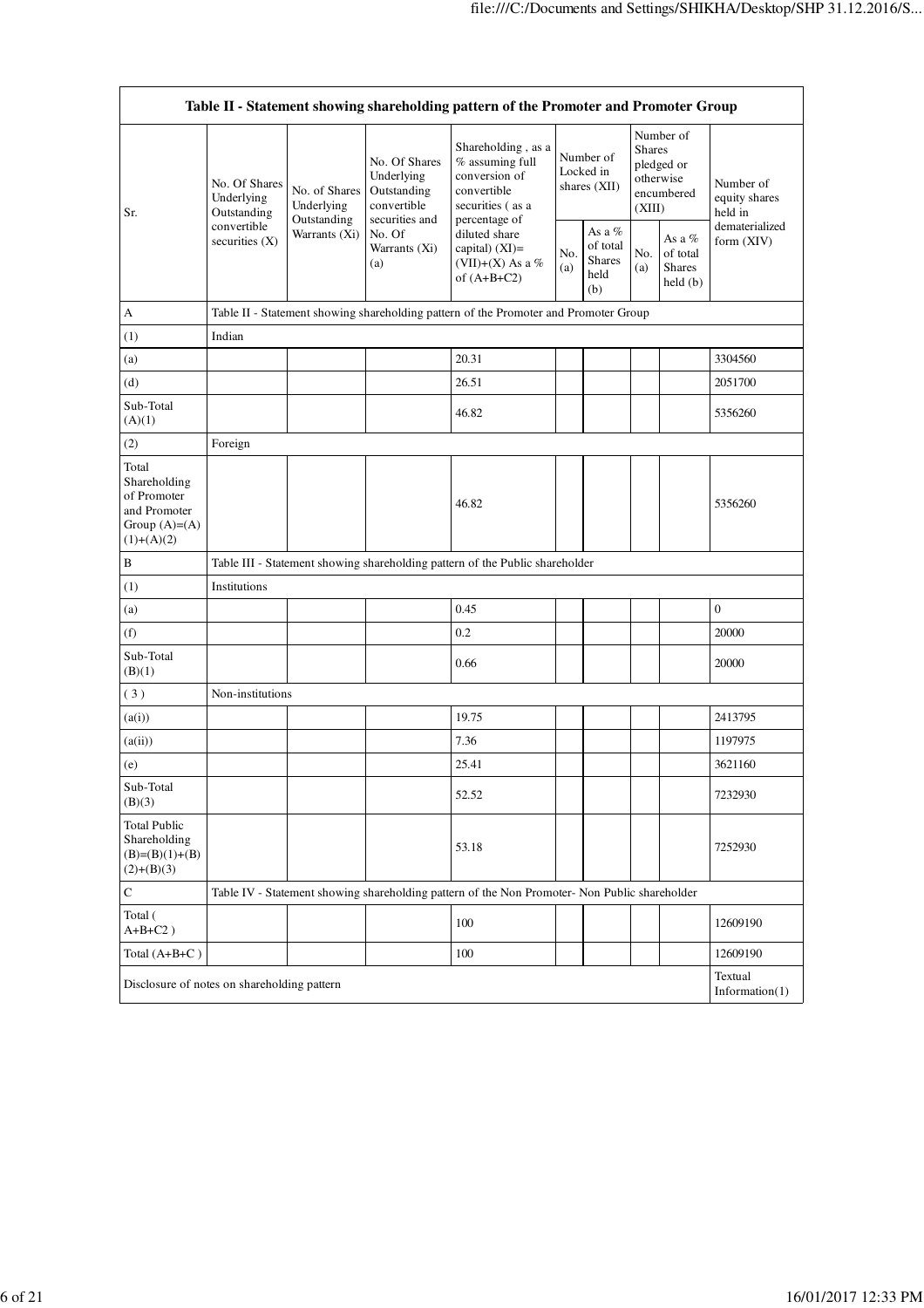| Table II - Statement showing shareholding pattern of the Promoter and Promoter Group | | | | | | | | | |
|---|---|---|---|---|---|---|---|---|---|
| Sr. | No. Of Shares Underlying Outstanding convertible securities (X) | No. of Shares Underlying Outstanding Warrants (Xi) | No. Of Shares Underlying Outstanding convertible securities and No. Of Warrants (Xi) (a) | Shareholding , as a % assuming full conversion of convertible securities ( as a percentage of diluted share capital) (XI)= (VII)+(X) As a % of (A+B+C2) | Number of Locked in shares (XII) | | Number of Shares pledged or otherwise encumbered (XIII) | | Number of equity shares held in dematerialized form (XIV) |
| | | | | | No. (a) | As a % of total Shares held (b) | No. (a) | As a % of total Shares held (b) | |
| A | Table II - Statement showing shareholding pattern of the Promoter and Promoter Group | | | | | | | | |
| (1) | Indian | | | | | | | | |
| (a) | | | | 20.31 | | | | | 3304560 |
| (d) | | | | 26.51 | | | | | 2051700 |
| Sub-Total (A)(1) | | | | 46.82 | | | | | 5356260 |
| (2) | Foreign | | | | | | | | |
| Total Shareholding of Promoter and Promoter Group (A)=(A)(1)+(A)(2) | | | | 46.82 | | | | | 5356260 |
| B | Table III - Statement showing shareholding pattern of the Public shareholder | | | | | | | | |
| (1) | Institutions | | | | | | | | |
| (a) | | | | 0.45 | | | | | 0 |
| (f) | | | | 0.2 | | | | | 20000 |
| Sub-Total (B)(1) | | | | 0.66 | | | | | 20000 |
| ( 3 ) | Non-institutions | | | | | | | | |
| (a(i)) | | | | 19.75 | | | | | 2413795 |
| (a(ii)) | | | | 7.36 | | | | | 1197975 |
| (e) | | | | 25.41 | | | | | 3621160 |
| Sub-Total (B)(3) | | | | 52.52 | | | | | 7232930 |
| Total Public Shareholding (B)=(B)(1)+(B)(2)+(B)(3) | | | | 53.18 | | | | | 7252930 |
| C | Table IV - Statement showing shareholding pattern of the Non Promoter- Non Public shareholder | | | | | | | | |
| Total ( A+B+C2 ) | | | | 100 | | | | | 12609190 |
| Total (A+B+C ) | | | | 100 | | | | | 12609190 |
| Disclosure of notes on shareholding pattern | | | | | | | | | Textual Information(1) |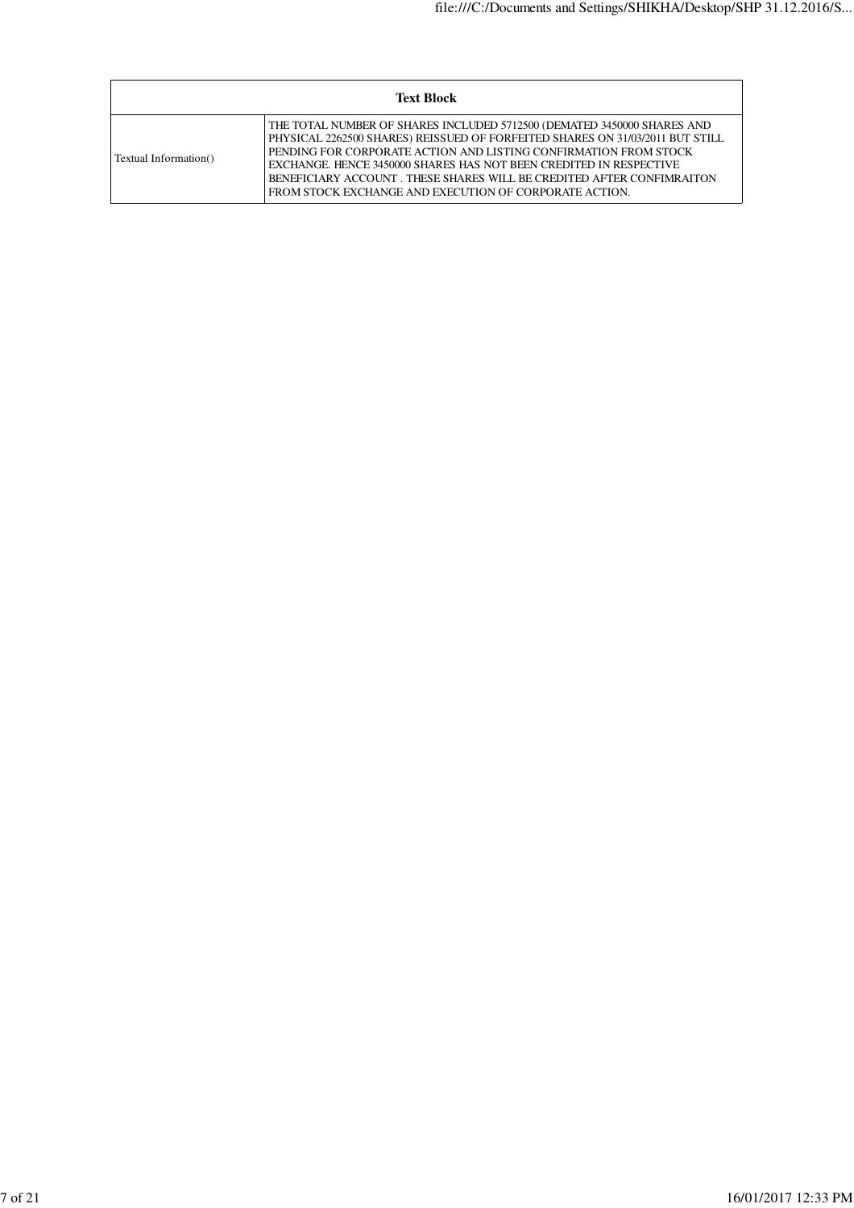| Text Block | |
|---|---|
| Textual Information() | THE TOTAL NUMBER OF SHARES INCLUDED 5712500 (DEMATED 3450000 SHARES AND PHYSICAL 2262500 SHARES) REISSUED OF FORFEITED SHARES ON 31/03/2011 BUT STILL PENDING FOR CORPORATE ACTION AND LISTING CONFIRMATION FROM STOCK EXCHANGE. HENCE 3450000 SHARES HAS NOT BEEN CREDITED IN RESPECTIVE BENEFICIARY ACCOUNT . THESE SHARES WILL BE CREDITED AFTER CONFIMRAITON FROM STOCK EXCHANGE AND EXECUTION OF CORPORATE ACTION. |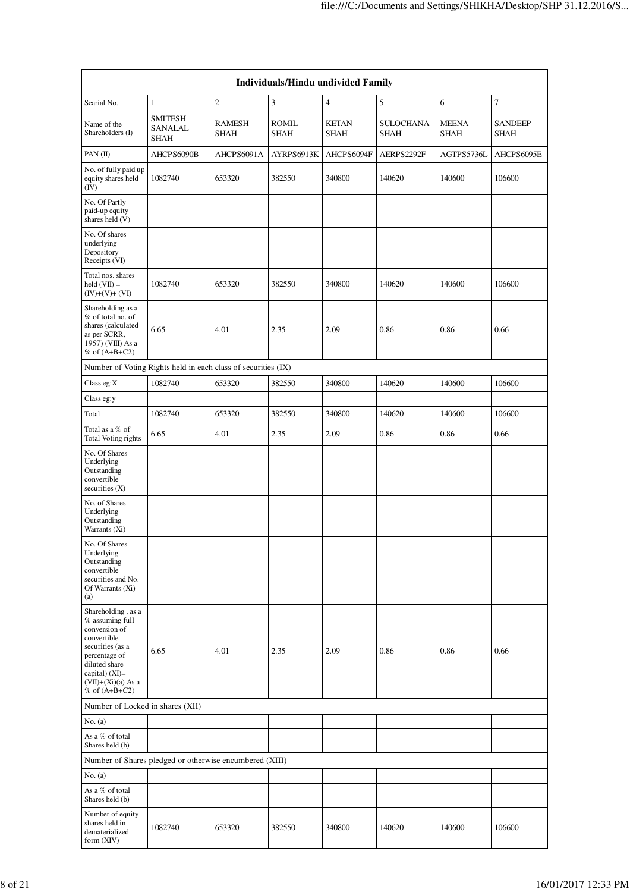| Individuals/Hindu undivided Family | | | | | | | |
|---|---|---|---|---|---|---|---|
| Searial No. | 1 | 2 | 3 | 4 | 5 | 6 | 7 |
| Name of the Shareholders (I) | SMITESH SANALAL SHAH | RAMESH SHAH | ROMIL SHAH | KETAN SHAH | SULOCHANA SHAH | MEENA SHAH | SANDEEP SHAH |
| PAN (II) | AHCPS6090B | AHCPS6091A | AYRPS6913K | AHCPS6094F | AERPS2292F | AGTPS5736L | AHCPS6095E |
| No. of fully paid up equity shares held (IV) | 1082740 | 653320 | 382550 | 340800 | 140620 | 140600 | 106600 |
| No. Of Partly paid-up equity shares held (V) | | | | | | | |
| No. Of shares underlying Depository Receipts (VI) | | | | | | | |
| Total nos. shares held (VII) = (IV)+(V)+ (VI) | 1082740 | 653320 | 382550 | 340800 | 140620 | 140600 | 106600 |
| Shareholding as a % of total no. of shares (calculated as per SCRR, 1957) (VIII) As a % of (A+B+C2) | 6.65 | 4.01 | 2.35 | 2.09 | 0.86 | 0.86 | 0.66 |
| Number of Voting Rights held in each class of securities (IX) | | | | | | | |
| Class eg:X | 1082740 | 653320 | 382550 | 340800 | 140620 | 140600 | 106600 |
| Class eg:y | | | | | | | |
| Total | 1082740 | 653320 | 382550 | 340800 | 140620 | 140600 | 106600 |
| Total as a % of Total Voting rights | 6.65 | 4.01 | 2.35 | 2.09 | 0.86 | 0.86 | 0.66 |
| No. Of Shares Underlying Outstanding convertible securities (X) | | | | | | | |
| No. of Shares Underlying Outstanding Warrants (Xi) | | | | | | | |
| No. Of Shares Underlying Outstanding convertible securities and No. Of Warrants (Xi) (a) | | | | | | | |
| Shareholding , as a % assuming full conversion of convertible securities (as a percentage of diluted share capital) (XI)= (VII)+(Xi)(a) As a % of (A+B+C2) | 6.65 | 4.01 | 2.35 | 2.09 | 0.86 | 0.86 | 0.66 |
| Number of Locked in shares (XII) | | | | | | | |
| No. (a) | | | | | | | |
| As a % of total Shares held (b) | | | | | | | |
| Number of Shares pledged or otherwise encumbered (XIII) | | | | | | | |
| No. (a) | | | | | | | |
| As a % of total Shares held (b) | | | | | | | |
| Number of equity shares held in dematerialized form (XIV) | 1082740 | 653320 | 382550 | 340800 | 140620 | 140600 | 106600 |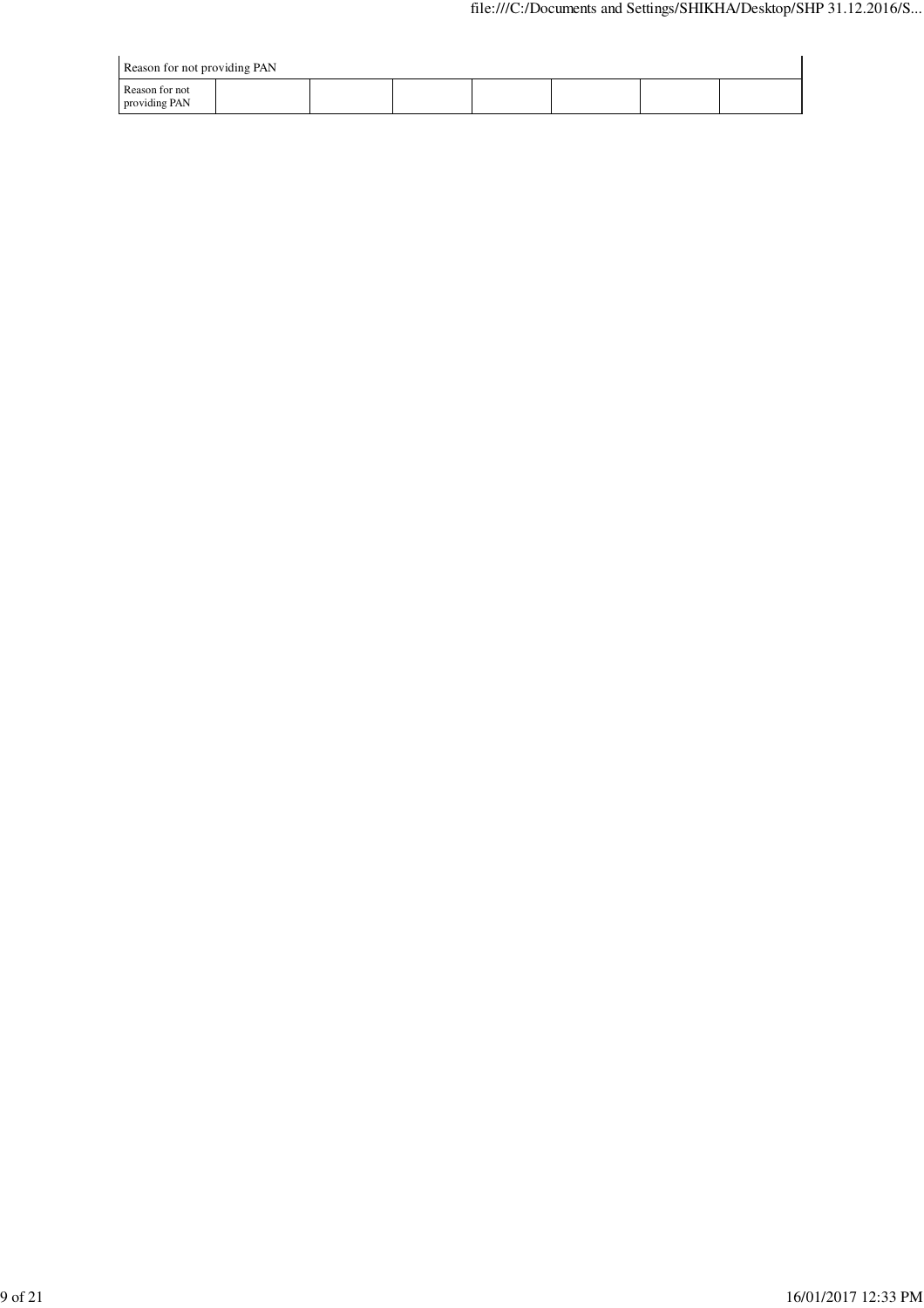| Reason for not providing PAN | | | | | | | |
|---|---|---|---|---|---|---|---|
| Reason for not providing PAN | | | | | | | |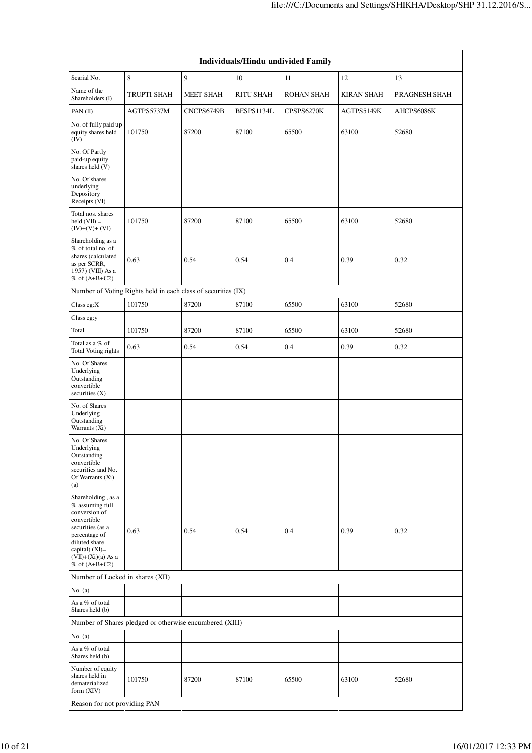| Individuals/Hindu undivided Family | | | | | | |
|---|---|---|---|---|---|---|
| Searial No. | 8 | 9 | 10 | 11 | 12 | 13 |
| Name of the Shareholders (I) | TRUPTI SHAH | MEET SHAH | RITU SHAH | ROHAN SHAH | KIRAN SHAH | PRAGNESH SHAH |
| PAN (II) | AGTPS5737M | CNCPS6749B | BESPS1134L | CPSPS6270K | AGTPS5149K | AHCPS6086K |
| No. of fully paid up equity shares held (IV) | 101750 | 87200 | 87100 | 65500 | 63100 | 52680 |
| No. Of Partly paid-up equity shares held (V) | | | | | | |
| No. Of shares underlying Depository Receipts (VI) | | | | | | |
| Total nos. shares held (VII) = (IV)+(V)+ (VI) | 101750 | 87200 | 87100 | 65500 | 63100 | 52680 |
| Shareholding as a % of total no. of shares (calculated as per SCRR, 1957) (VIII) As a % of (A+B+C2) | 0.63 | 0.54 | 0.54 | 0.4 | 0.39 | 0.32 |
| Number of Voting Rights held in each class of securities (IX) | | | | | | |
| Class eg:X | 101750 | 87200 | 87100 | 65500 | 63100 | 52680 |
| Class eg:y | | | | | | |
| Total | 101750 | 87200 | 87100 | 65500 | 63100 | 52680 |
| Total as a % of Total Voting rights | 0.63 | 0.54 | 0.54 | 0.4 | 0.39 | 0.32 |
| No. Of Shares Underlying Outstanding convertible securities (X) | | | | | | |
| No. of Shares Underlying Outstanding Warrants (Xi) | | | | | | |
| No. Of Shares Underlying Outstanding convertible securities and No. Of Warrants (Xi) (a) | | | | | | |
| Shareholding , as a % assuming full conversion of convertible securities (as a percentage of diluted share capital) (XI)= (VII)+(Xi)(a) As a % of (A+B+C2) | 0.63 | 0.54 | 0.54 | 0.4 | 0.39 | 0.32 |
| Number of Locked in shares (XII) | | | | | | |
| No. (a) | | | | | | |
| As a % of total Shares held (b) | | | | | | |
| Number of Shares pledged or otherwise encumbered (XIII) | | | | | | |
| No. (a) | | | | | | |
| As a % of total Shares held (b) | | | | | | |
| Number of equity shares held in dematerialized form (XIV) | 101750 | 87200 | 87100 | 65500 | 63100 | 52680 |
| Reason for not providing PAN | | | | | | |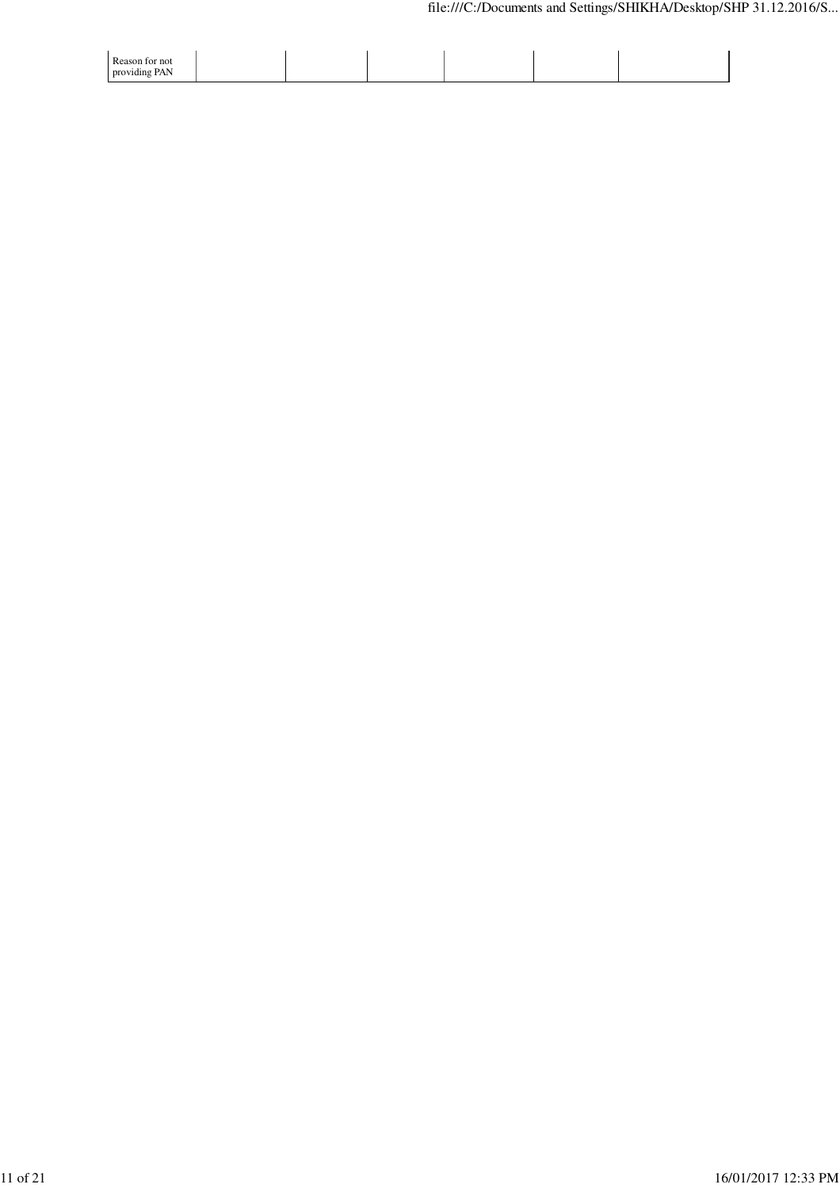| | | | | | | |
|---|---|---|---|---|---|---|
| Reason for not providing PAN | | | | | | |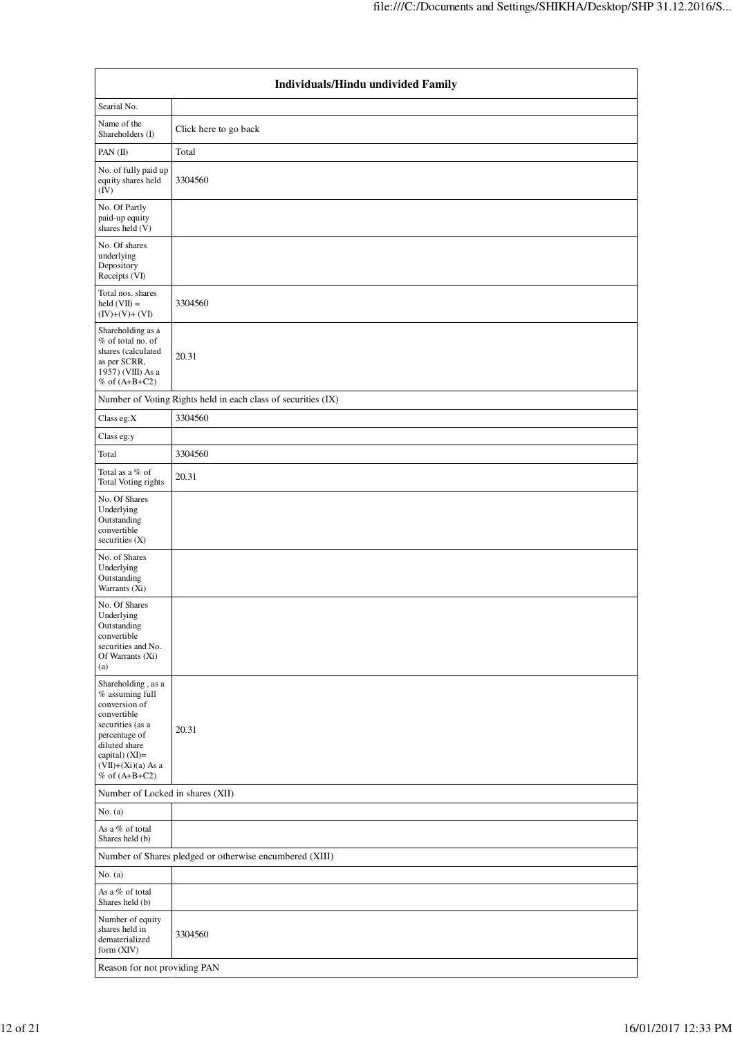| Individuals/Hindu undivided Family | |
|---|---|
| Searial No. | |
| Name of the Shareholders (I) | Click here to go back |
| PAN (II) | Total |
| No. of fully paid up equity shares held (IV) | 3304560 |
| No. Of Partly paid-up equity shares held (V) | |
| No. Of shares underlying Depository Receipts (VI) | |
| Total nos. shares held (VII) = (IV)+(V)+ (VI) | 3304560 |
| Shareholding as a % of total no. of shares (calculated as per SCRR, 1957) (VIII) As a % of (A+B+C2) | 20.31 |
| Number of Voting Rights held in each class of securities (IX) | |
| Class eg:X | 3304560 |
| Class eg:y | |
| Total | 3304560 |
| Total as a % of Total Voting rights | 20.31 |
| No. Of Shares Underlying Outstanding convertible securities (X) | |
| No. of Shares Underlying Outstanding Warrants (Xi) | |
| No. Of Shares Underlying Outstanding convertible securities and No. Of Warrants (Xi) (a) | |
| Shareholding , as a % assuming full conversion of convertible securities (as a percentage of diluted share capital) (XI)= (VII)+(Xi)(a) As a % of (A+B+C2) | 20.31 |
| Number of Locked in shares (XII) | |
| No. (a) | |
| As a % of total Shares held (b) | |
| Number of Shares pledged or otherwise encumbered (XIII) | |
| No. (a) | |
| As a % of total Shares held (b) | |
| Number of equity shares held in dematerialized form (XIV) | 3304560 |
| Reason for not providing PAN | |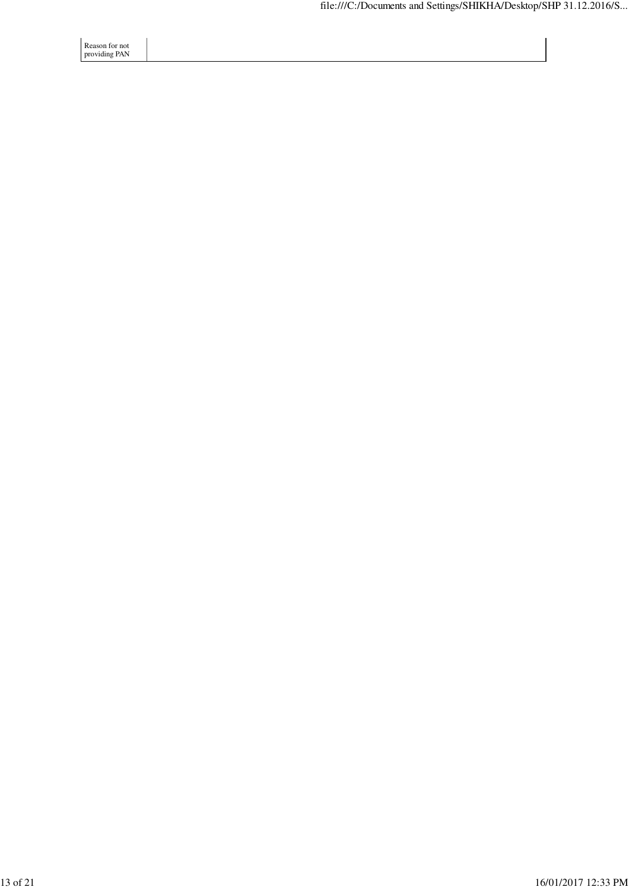| | |
|---|---|
| Reason for not providing PAN | |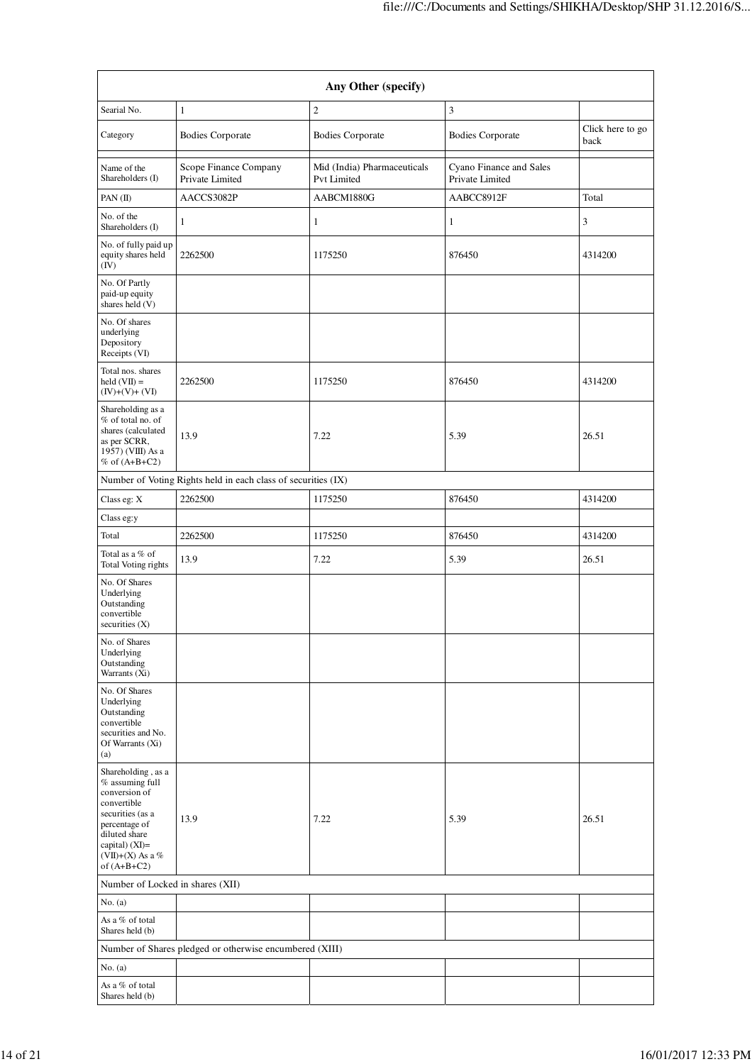| Any Other (specify) | | | | |
|---|---|---|---|---|
| Searial No. | 1 | 2 | 3 | |
| Category | Bodies Corporate | Bodies Corporate | Bodies Corporate | Click here to go back |
| | | | | |
| Name of the Shareholders (I) | Scope Finance Company Private Limited | Mid (India) Pharmaceuticals Pvt Limited | Cyano Finance and Sales Private Limited | |
| PAN (II) | AACCS3082P | AABCM1880G | AABCC8912F | Total |
| No. of the Shareholders (I) | 1 | 1 | 1 | 3 |
| No. of fully paid up equity shares held (IV) | 2262500 | 1175250 | 876450 | 4314200 |
| No. Of Partly paid-up equity shares held (V) | | | | |
| No. Of shares underlying Depository Receipts (VI) | | | | |
| Total nos. shares held (VII) = (IV)+(V)+ (VI) | 2262500 | 1175250 | 876450 | 4314200 |
| Shareholding as a % of total no. of shares (calculated as per SCRR, 1957) (VIII) As a % of (A+B+C2) | 13.9 | 7.22 | 5.39 | 26.51 |
| Number of Voting Rights held in each class of securities (IX) | | | | |
| Class eg: X | 2262500 | 1175250 | 876450 | 4314200 |
| Class eg:y | | | | |
| Total | 2262500 | 1175250 | 876450 | 4314200 |
| Total as a % of Total Voting rights | 13.9 | 7.22 | 5.39 | 26.51 |
| No. Of Shares Underlying Outstanding convertible securities (X) | | | | |
| No. of Shares Underlying Outstanding Warrants (Xi) | | | | |
| No. Of Shares Underlying Outstanding convertible securities and No. Of Warrants (Xi) (a) | | | | |
| Shareholding , as a % assuming full conversion of convertible securities (as a percentage of diluted share capital) (XI)= (VII)+(X) As a % of (A+B+C2) | 13.9 | 7.22 | 5.39 | 26.51 |
| Number of Locked in shares (XII) | | | | |
| No. (a) | | | | |
| As a % of total Shares held (b) | | | | |
| Number of Shares pledged or otherwise encumbered (XIII) | | | | |
| No. (a) | | | | |
| As a % of total Shares held (b) | | | | |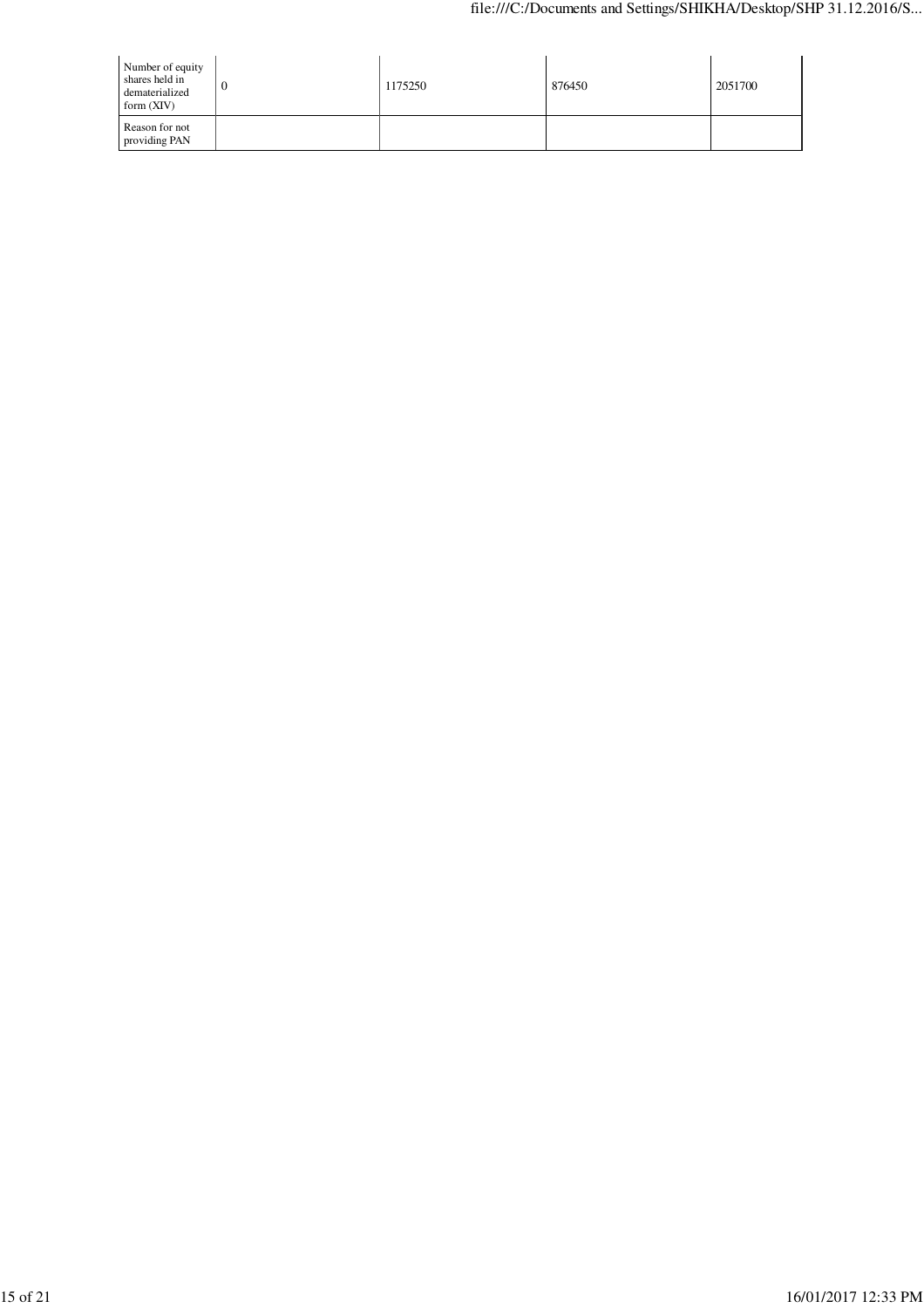| | | | | |
|---|---|---|---|---|
| Number of equity shares held in dematerialized form (XIV) | 0 | 1175250 | 876450 | 2051700 |
| Reason for not providing PAN | | | | |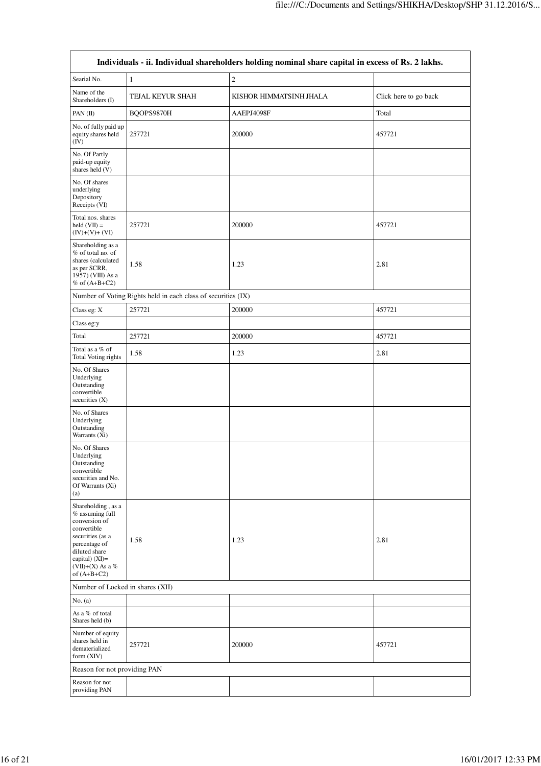| Individuals - ii. Individual shareholders holding nominal share capital in excess of Rs. 2 lakhs. | | | |
|---|---|---|---|
| Searial No. | 1 | 2 | |
| Name of the Shareholders (I) | TEJAL KEYUR SHAH | KISHOR HIMMATSINH JHALA | Click here to go back |
| PAN (II) | BQOPS9870H | AAEPJ4098F | Total |
| No. of fully paid up equity shares held (IV) | 257721 | 200000 | 457721 |
| No. Of Partly paid-up equity shares held (V) | | | |
| No. Of shares underlying Depository Receipts (VI) | | | |
| Total nos. shares held (VII) = (IV)+(V)+ (VI) | 257721 | 200000 | 457721 |
| Shareholding as a % of total no. of shares (calculated as per SCRR, 1957) (VIII) As a % of (A+B+C2) | 1.58 | 1.23 | 2.81 |
| Number of Voting Rights held in each class of securities (IX) | | | |
| Class eg: X | 257721 | 200000 | 457721 |
| Class eg:y | | | |
| Total | 257721 | 200000 | 457721 |
| Total as a % of Total Voting rights | 1.58 | 1.23 | 2.81 |
| No. Of Shares Underlying Outstanding convertible securities (X) | | | |
| No. of Shares Underlying Outstanding Warrants (Xi) | | | |
| No. Of Shares Underlying Outstanding convertible securities and No. Of Warrants (Xi) (a) | | | |
| Shareholding , as a % assuming full conversion of convertible securities (as a percentage of diluted share capital) (XI)= (VII)+(X) As a % of (A+B+C2) | 1.58 | 1.23 | 2.81 |
| Number of Locked in shares (XII) | | | |
| No. (a) | | | |
| As a % of total Shares held (b) | | | |
| Number of equity shares held in dematerialized form (XIV) | 257721 | 200000 | 457721 |
| Reason for not providing PAN | | | |
| Reason for not providing PAN | | | |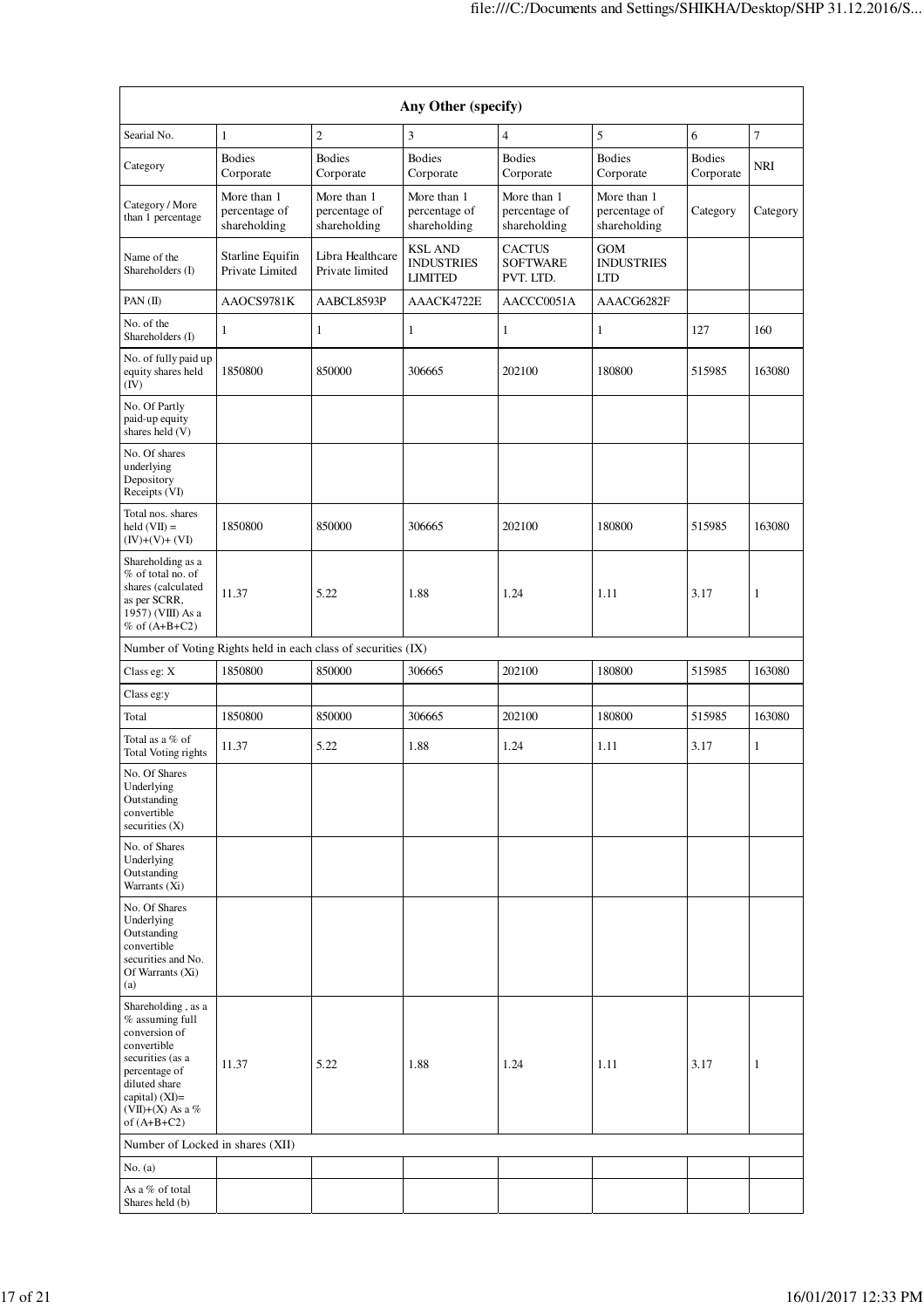| Any Other (specify) | | | | | | | |
|---|---|---|---|---|---|---|---|
| Searial No. | 1 | 2 | 3 | 4 | 5 | 6 | 7 |
| Category | Bodies Corporate | Bodies Corporate | Bodies Corporate | Bodies Corporate | Bodies Corporate | Bodies Corporate | NRI |
| Category / More than 1 percentage | More than 1 percentage of shareholding | More than 1 percentage of shareholding | More than 1 percentage of shareholding | More than 1 percentage of shareholding | More than 1 percentage of shareholding | Category | Category |
| Name of the Shareholders (I) | Starline Equifin Private Limited | Libra Healthcare Private limited | KSL AND INDUSTRIES LIMITED | CACTUS SOFTWARE PVT. LTD. | GOM INDUSTRIES LTD | | |
| PAN (II) | AAOCS9781K | AABCL8593P | AAACK4722E | AACCC0051A | AAACG6282F | | |
| No. of the Shareholders (I) | 1 | 1 | 1 | 1 | 1 | 127 | 160 |
| No. of fully paid up equity shares held (IV) | 1850800 | 850000 | 306665 | 202100 | 180800 | 515985 | 163080 |
| No. Of Partly paid-up equity shares held (V) | | | | | | | |
| No. Of shares underlying Depository Receipts (VI) | | | | | | | |
| Total nos. shares held (VII) = (IV)+(V)+ (VI) | 1850800 | 850000 | 306665 | 202100 | 180800 | 515985 | 163080 |
| Shareholding as a % of total no. of shares (calculated as per SCRR, 1957) (VIII) As a % of (A+B+C2) | 11.37 | 5.22 | 1.88 | 1.24 | 1.11 | 3.17 | 1 |
| Number of Voting Rights held in each class of securities (IX) | | | | | | | |
| Class eg: X | 1850800 | 850000 | 306665 | 202100 | 180800 | 515985 | 163080 |
| Class eg:y | | | | | | | |
| Total | 1850800 | 850000 | 306665 | 202100 | 180800 | 515985 | 163080 |
| Total as a % of Total Voting rights | 11.37 | 5.22 | 1.88 | 1.24 | 1.11 | 3.17 | 1 |
| No. Of Shares Underlying Outstanding convertible securities (X) | | | | | | | |
| No. of Shares Underlying Outstanding Warrants (Xi) | | | | | | | |
| No. Of Shares Underlying Outstanding convertible securities and No. Of Warrants (Xi) (a) | | | | | | | |
| Shareholding , as a % assuming full conversion of convertible securities (as a percentage of diluted share capital) (XI)= (VII)+(X) As a % of (A+B+C2) | 11.37 | 5.22 | 1.88 | 1.24 | 1.11 | 3.17 | 1 |
| Number of Locked in shares (XII) | | | | | | | |
| No. (a) | | | | | | | |
| As a % of total Shares held (b) | | | | | | | |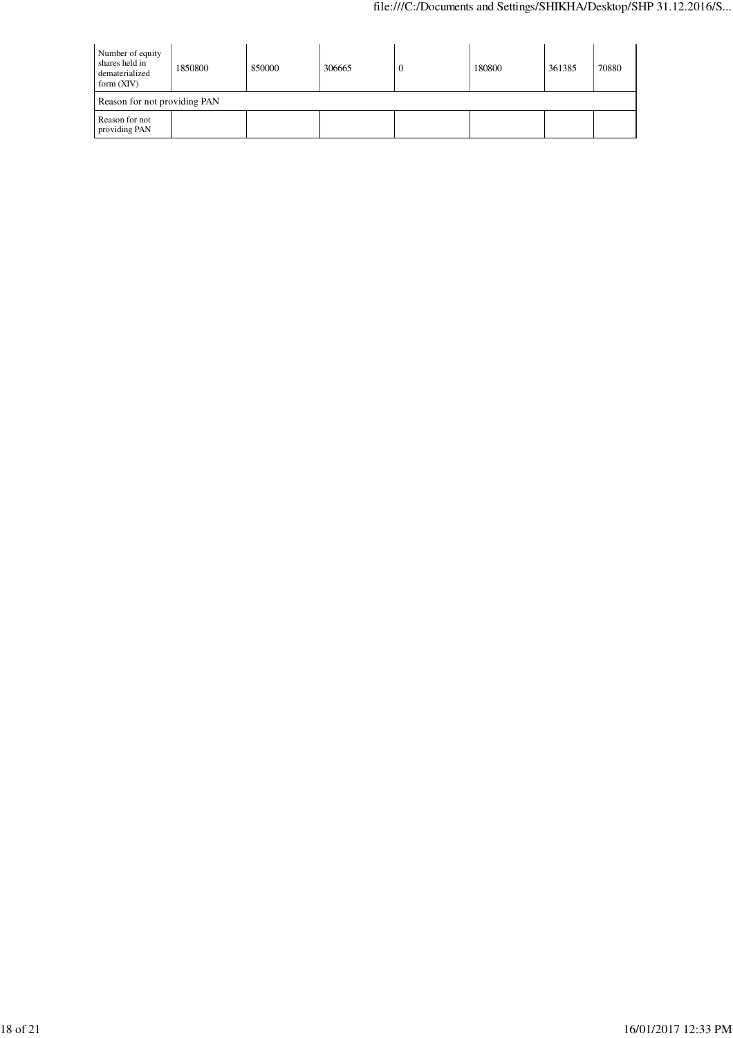| | | | | | | | |
|---|---|---|---|---|---|---|---|
| Number of equity shares held in dematerialized form (XIV) | 1850800 | 850000 | 306665 | 0 | 180800 | 361385 | 70880 |
| Reason for not providing PAN | | | | | | | |
| Reason for not providing PAN | | | | | | | |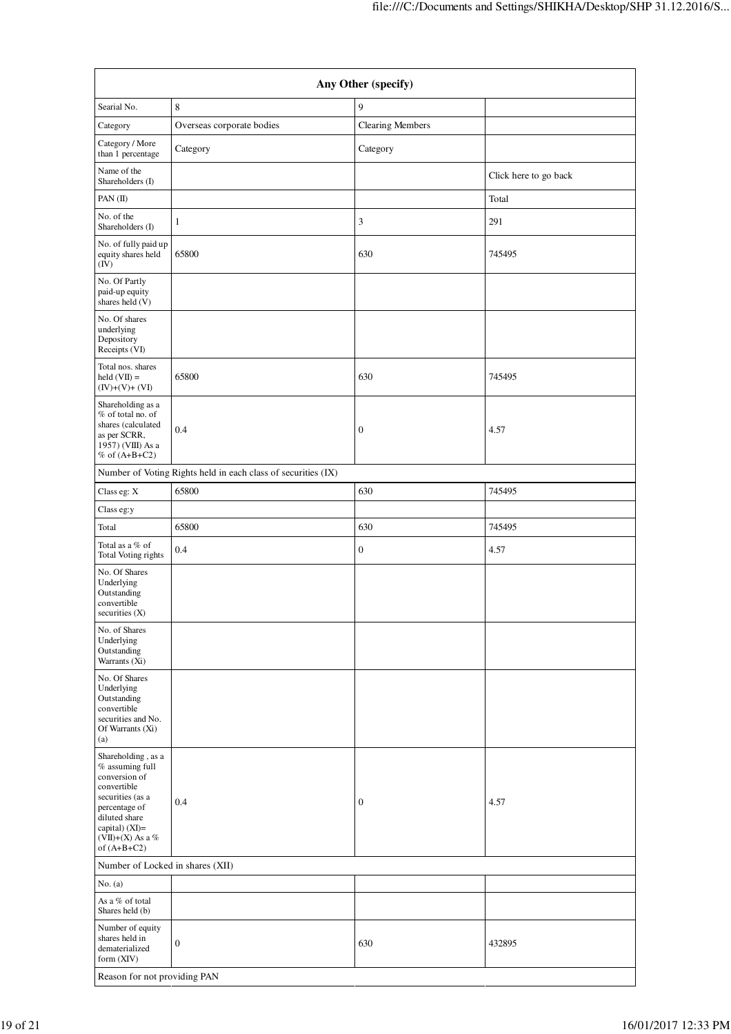| Any Other (specify) | | | |
|---|---|---|---|
| Searial No. | 8 | 9 | |
| Category | Overseas corporate bodies | Clearing Members | |
| Category / More than 1 percentage | Category | Category | |
| Name of the Shareholders (I) | | | Click here to go back |
| PAN (II) | | | Total |
| No. of the Shareholders (I) | 1 | 3 | 291 |
| No. of fully paid up equity shares held (IV) | 65800 | 630 | 745495 |
| No. Of Partly paid-up equity shares held (V) | | | |
| No. Of shares underlying Depository Receipts (VI) | | | |
| Total nos. shares held (VII) = (IV)+(V)+ (VI) | 65800 | 630 | 745495 |
| Shareholding as a % of total no. of shares (calculated as per SCRR, 1957) (VIII) As a % of (A+B+C2) | 0.4 | 0 | 4.57 |
| Number of Voting Rights held in each class of securities (IX) | | | |
| Class eg: X | 65800 | 630 | 745495 |
| Class eg:y | | | |
| Total | 65800 | 630 | 745495 |
| Total as a % of Total Voting rights | 0.4 | 0 | 4.57 |
| No. Of Shares Underlying Outstanding convertible securities (X) | | | |
| No. of Shares Underlying Outstanding Warrants (Xi) | | | |
| No. Of Shares Underlying Outstanding convertible securities and No. Of Warrants (Xi) (a) | | | |
| Shareholding , as a % assuming full conversion of convertible securities (as a percentage of diluted share capital) (XI)= (VII)+(X) As a % of (A+B+C2) | 0.4 | 0 | 4.57 |
| Number of Locked in shares (XII) | | | |
| No. (a) | | | |
| As a % of total Shares held (b) | | | |
| Number of equity shares held in dematerialized form (XIV) | 0 | 630 | 432895 |
| Reason for not providing PAN | | | |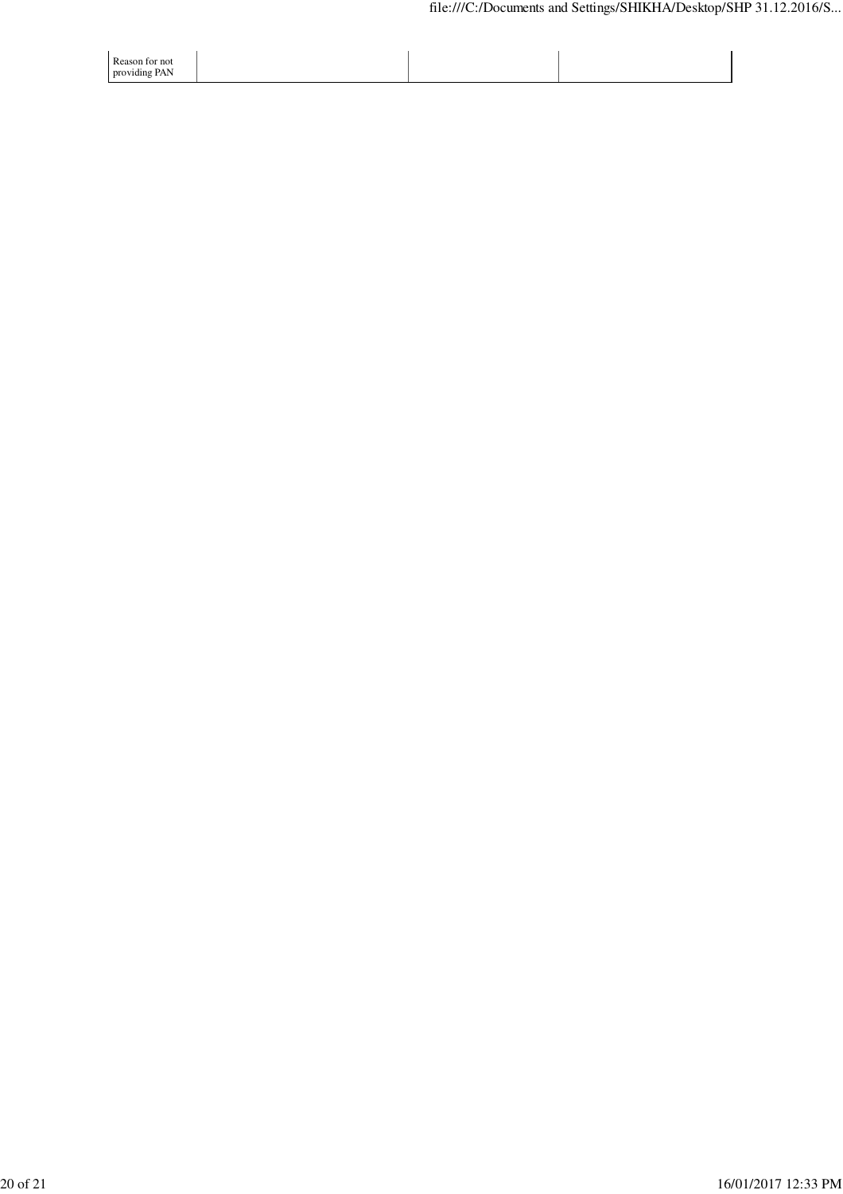| | | | |
|---|---|---|---|
| Reason for not providing PAN | | | |